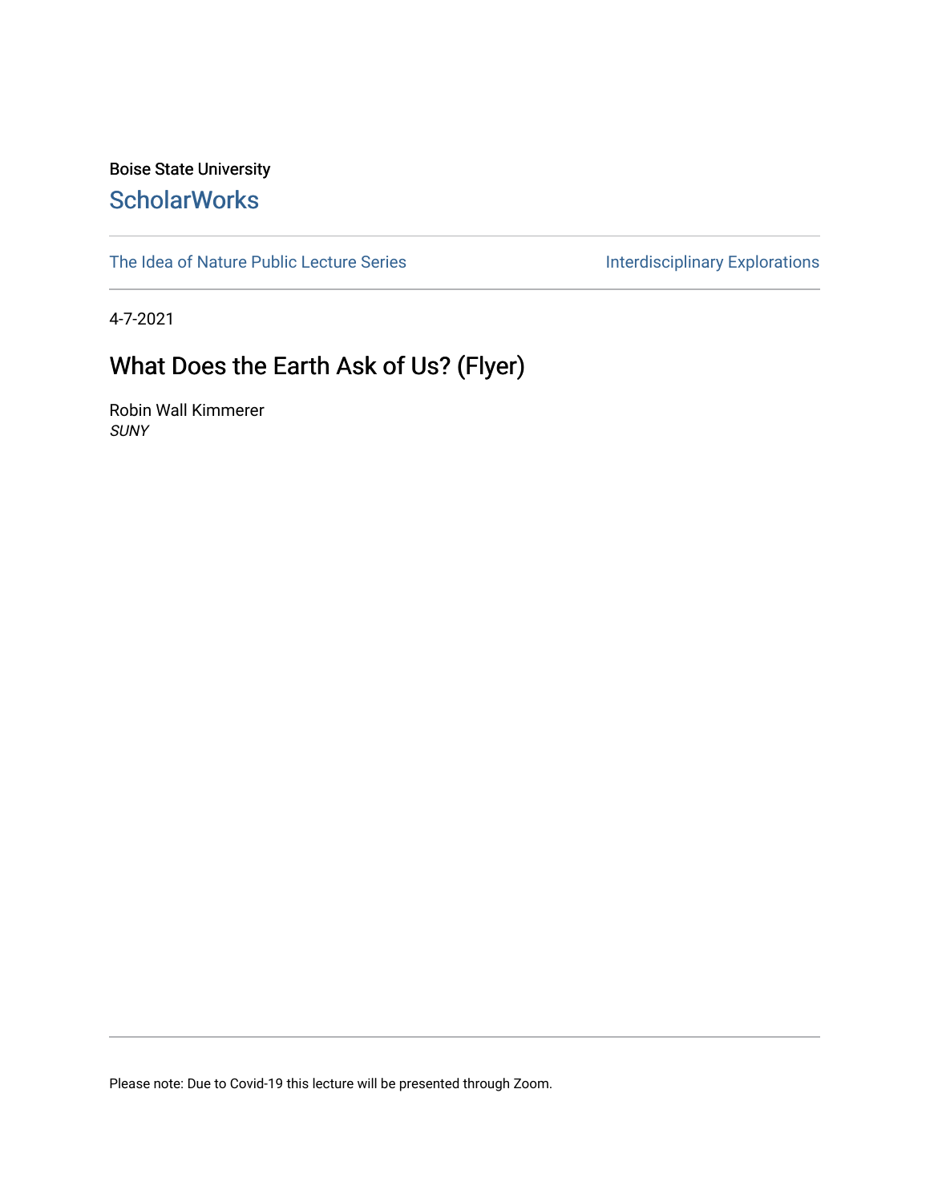Boise State University

**ScholarWorks**

The Idea of Nature Public Lecture Series | Interdisciplinary Explorations

4-7-2021

# What Does the Earth Ask of Us? (Flyer)

Robin Wall Kimmerer
*SUNY*

Please note: Due to Covid-19 this lecture will be presented through Zoom.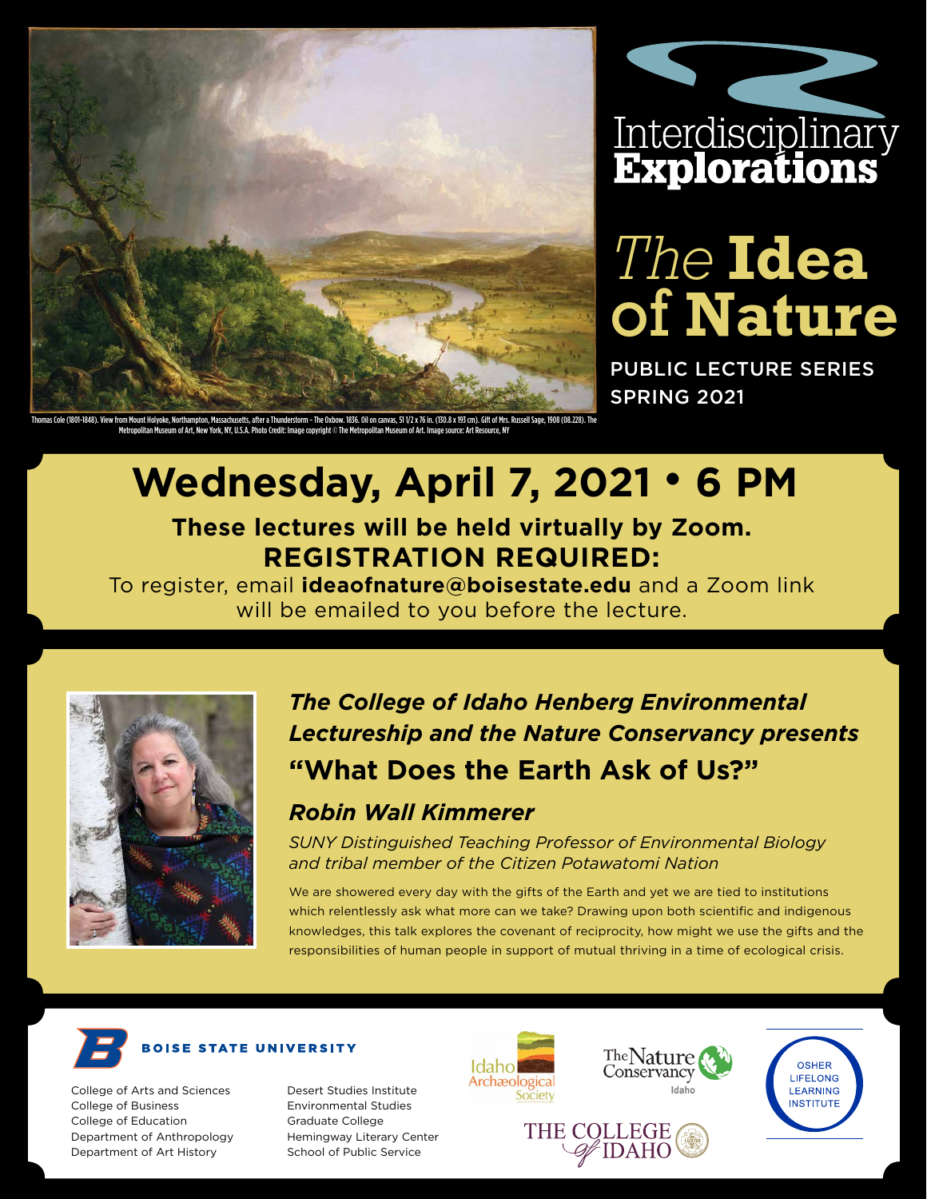Thomas Cole (1801–1848). View from Mount Holyoke, Northampton, Massachusetts, after a Thunderstorm - The Oxbow. 1836. Oil on canvas, 51 1/2 x 76 in. (130.8 x 193 cm). Gift of Mrs. Russell Sage, 1908 (08.228). The Metropolitan Museum of Art, New York, NY, U.S.A. Photo Credit: Image copyright © The Metropolitan Museum of Art. Image source: Art Resource, NY

Interdisciplinary **Explorations**

# *The* Idea of Nature

PUBLIC LECTURE SERIES
SPRING 2021

## Wednesday, April 7, 2021 • 6 PM

**These lectures will be held virtually by Zoom.**

**REGISTRATION REQUIRED:**

To register, email **ideaofnature@boisestate.edu** and a Zoom link will be emailed to you before the lecture.

***The College of Idaho Henberg Environmental Lectureship and the Nature Conservancy presents***

### "What Does the Earth Ask of Us?"

***Robin Wall Kimmerer***

*SUNY Distinguished Teaching Professor of Environmental Biology and tribal member of the Citizen Potawatomi Nation*

We are showered every day with the gifts of the Earth and yet we are tied to institutions which relentlessly ask what more can we take? Drawing upon both scientific and indigenous knowledges, this talk explores the covenant of reciprocity, how might we use the gifts and the responsibilities of human people in support of mutual thriving in a time of ecological crisis.

BOISE STATE UNIVERSITY

College of Arts and Sciences
College of Business
College of Education
Department of Anthropology
Department of Art History
Desert Studies Institute
Environmental Studies
Graduate College
Hemingway Literary Center
School of Public Service

Idaho Archæological Society

The Nature Conservancy Idaho

THE COLLEGE of IDAHO

OSHER LIFELONG LEARNING INSTITUTE